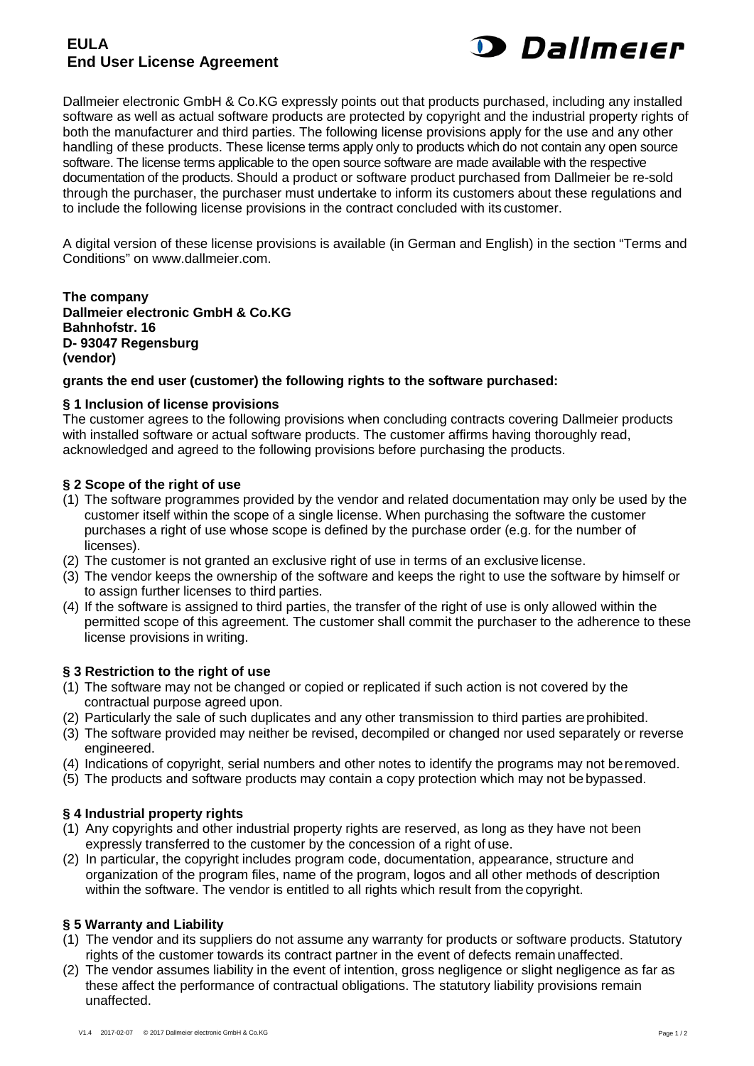# EULA
# End User License Agreement

Dallmeier electronic GmbH & Co.KG expressly points out that products purchased, including any installed software as well as actual software products are protected by copyright and the industrial property rights of both the manufacturer and third parties. The following license provisions apply for the use and any other handling of these products. These license terms apply only to products which do not contain any open source software. The license terms applicable to the open source software are made available with the respective documentation of the products. Should a product or software product purchased from Dallmeier be re-sold through the purchaser, the purchaser must undertake to inform its customers about these regulations and to include the following license provisions in the contract concluded with its customer.

A digital version of these license provisions is available (in German and English) in the section "Terms and Conditions" on www.dallmeier.com.

**The company**
**Dallmeier electronic GmbH & Co.KG**
**Bahnhofstr. 16**
**D- 93047 Regensburg**
**(vendor)**

**grants the end user (customer) the following rights to the software purchased:**

### § 1 Inclusion of license provisions

The customer agrees to the following provisions when concluding contracts covering Dallmeier products with installed software or actual software products. The customer affirms having thoroughly read, acknowledged and agreed to the following provisions before purchasing the products.

### § 2 Scope of the right of use

(1) The software programmes provided by the vendor and related documentation may only be used by the customer itself within the scope of a single license. When purchasing the software the customer purchases a right of use whose scope is defined by the purchase order (e.g. for the number of licenses).
(2) The customer is not granted an exclusive right of use in terms of an exclusive license.
(3) The vendor keeps the ownership of the software and keeps the right to use the software by himself or to assign further licenses to third parties.
(4) If the software is assigned to third parties, the transfer of the right of use is only allowed within the permitted scope of this agreement. The customer shall commit the purchaser to the adherence to these license provisions in writing.

### § 3 Restriction to the right of use

(1) The software may not be changed or copied or replicated if such action is not covered by the contractual purpose agreed upon.
(2) Particularly the sale of such duplicates and any other transmission to third parties are prohibited.
(3) The software provided may neither be revised, decompiled or changed nor used separately or reverse engineered.
(4) Indications of copyright, serial numbers and other notes to identify the programs may not be removed.
(5) The products and software products may contain a copy protection which may not be bypassed.

### § 4 Industrial property rights

(1) Any copyrights and other industrial property rights are reserved, as long as they have not been expressly transferred to the customer by the concession of a right of use.
(2) In particular, the copyright includes program code, documentation, appearance, structure and organization of the program files, name of the program, logos and all other methods of description within the software. The vendor is entitled to all rights which result from the copyright.

### § 5 Warranty and Liability

(1) The vendor and its suppliers do not assume any warranty for products or software products. Statutory rights of the customer towards its contract partner in the event of defects remain unaffected.
(2) The vendor assumes liability in the event of intention, gross negligence or slight negligence as far as these affect the performance of contractual obligations. The statutory liability provisions remain unaffected.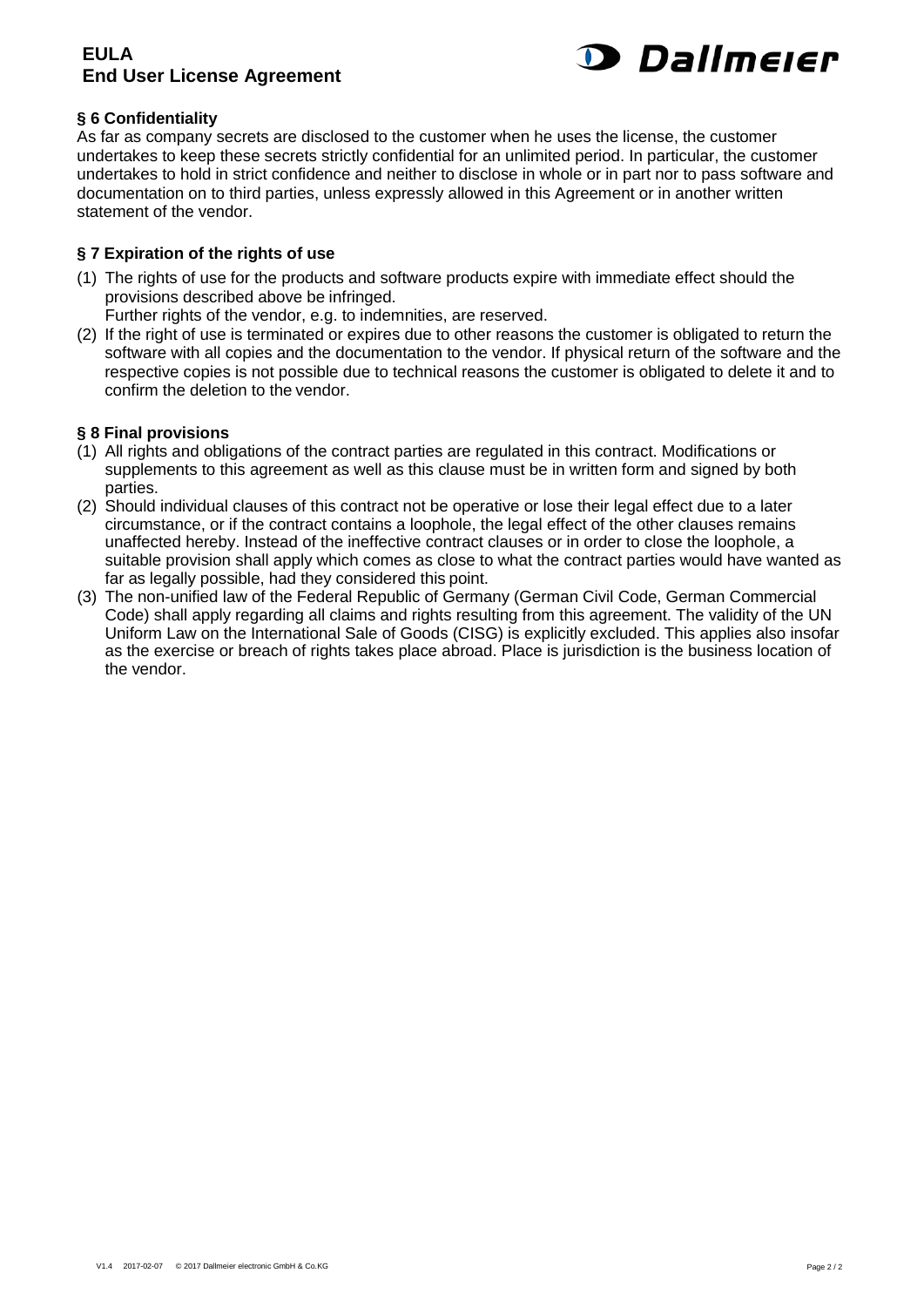## § 6 Confidentiality

As far as company secrets are disclosed to the customer when he uses the license, the customer undertakes to keep these secrets strictly confidential for an unlimited period. In particular, the customer undertakes to hold in strict confidence and neither to disclose in whole or in part nor to pass software and documentation on to third parties, unless expressly allowed in this Agreement or in another written statement of the vendor.

## § 7 Expiration of the rights of use

(1) The rights of use for the products and software products expire with immediate effect should the provisions described above be infringed.
Further rights of the vendor, e.g. to indemnities, are reserved.

(2) If the right of use is terminated or expires due to other reasons the customer is obligated to return the software with all copies and the documentation to the vendor. If physical return of the software and the respective copies is not possible due to technical reasons the customer is obligated to delete it and to confirm the deletion to the vendor.

## § 8 Final provisions

(1) All rights and obligations of the contract parties are regulated in this contract. Modifications or supplements to this agreement as well as this clause must be in written form and signed by both parties.

(2) Should individual clauses of this contract not be operative or lose their legal effect due to a later circumstance, or if the contract contains a loophole, the legal effect of the other clauses remains unaffected hereby. Instead of the ineffective contract clauses or in order to close the loophole, a suitable provision shall apply which comes as close to what the contract parties would have wanted as far as legally possible, had they considered this point.

(3) The non-unified law of the Federal Republic of Germany (German Civil Code, German Commercial Code) shall apply regarding all claims and rights resulting from this agreement. The validity of the UN Uniform Law on the International Sale of Goods (CISG) is explicitly excluded. This applies also insofar as the exercise or breach of rights takes place abroad. Place is jurisdiction is the business location of the vendor.